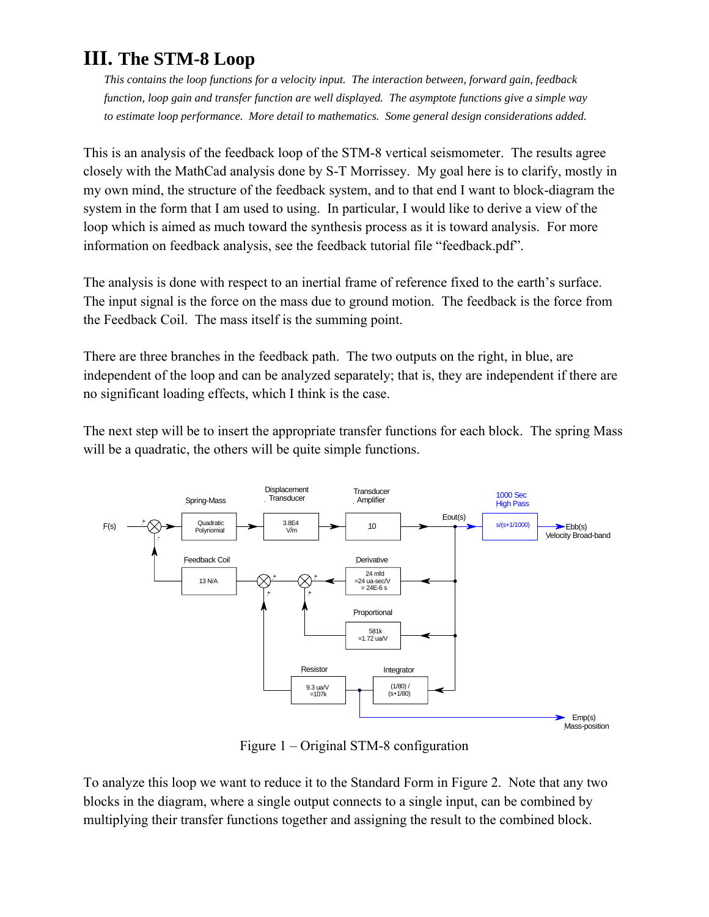# III. The STM-8 Loop

*This contains the loop functions for a velocity input. The interaction between, forward gain, feedback function, loop gain and transfer function are well displayed. The asymptote functions give a simple way to estimate loop performance. More detail to mathematics. Some general design considerations added.*

This is an analysis of the feedback loop of the STM-8 vertical seismometer. The results agree closely with the MathCad analysis done by S-T Morrissey. My goal here is to clarify, mostly in my own mind, the structure of the feedback system, and to that end I want to block-diagram the system in the form that I am used to using. In particular, I would like to derive a view of the loop which is aimed as much toward the synthesis process as it is toward analysis. For more information on feedback analysis, see the feedback tutorial file "feedback.pdf".

The analysis is done with respect to an inertial frame of reference fixed to the earth's surface. The input signal is the force on the mass due to ground motion. The feedback is the force from the Feedback Coil. The mass itself is the summing point.

There are three branches in the feedback path. The two outputs on the right, in blue, are independent of the loop and can be analyzed separately; that is, they are independent if there are no significant loading effects, which I think is the case.

The next step will be to insert the appropriate transfer functions for each block. The spring Mass will be a quadratic, the others will be quite simple functions.

Figure 1 – Original STM-8 configuration

To analyze this loop we want to reduce it to the Standard Form in Figure 2. Note that any two blocks in the diagram, where a single output connects to a single input, can be combined by multiplying their transfer functions together and assigning the result to the combined block.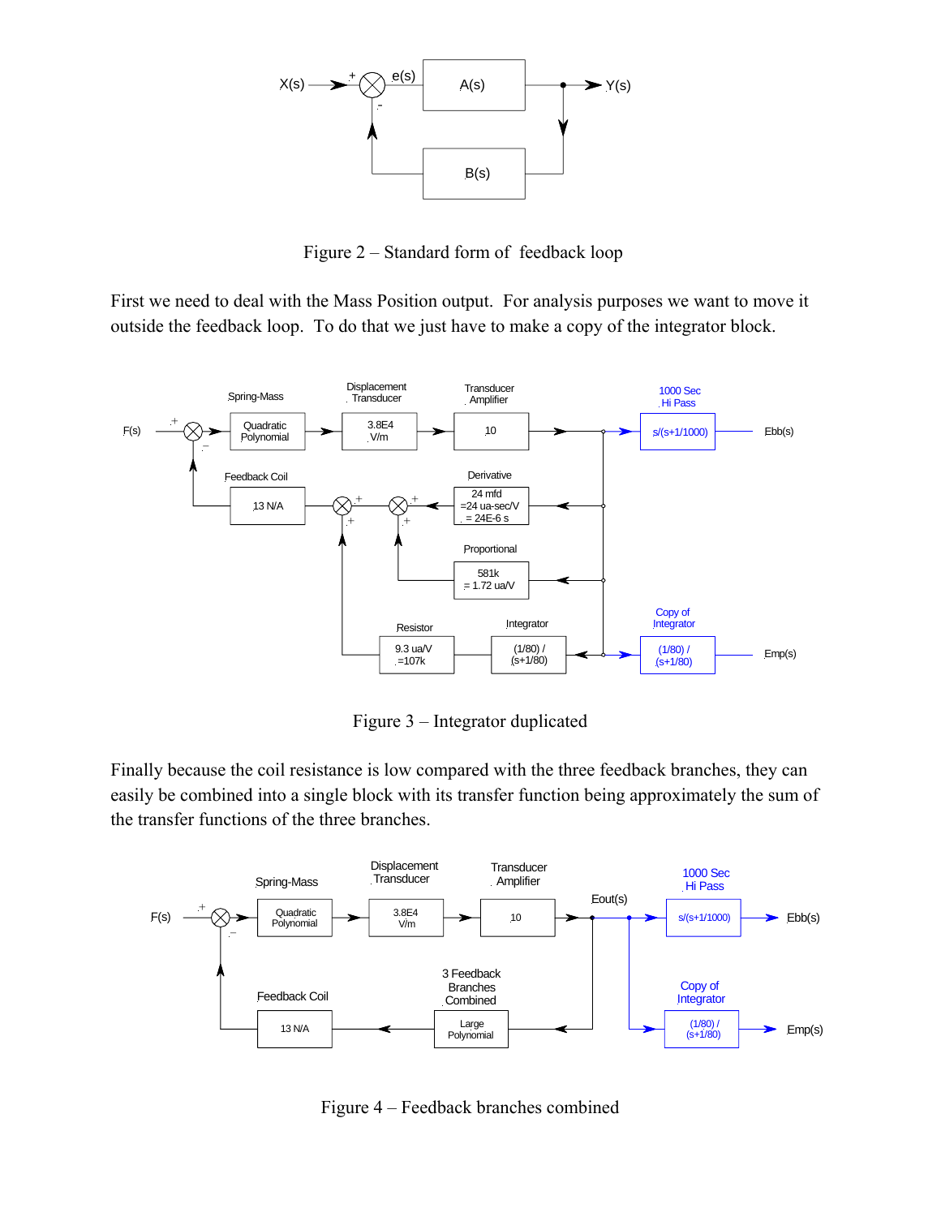Figure 2 – Standard form of feedback loop

First we need to deal with the Mass Position output. For analysis purposes we want to move it outside the feedback loop. To do that we just have to make a copy of the integrator block.

Figure 3 – Integrator duplicated

Finally because the coil resistance is low compared with the three feedback branches, they can easily be combined into a single block with its transfer function being approximately the sum of the transfer functions of the three branches.

Figure 4 – Feedback branches combined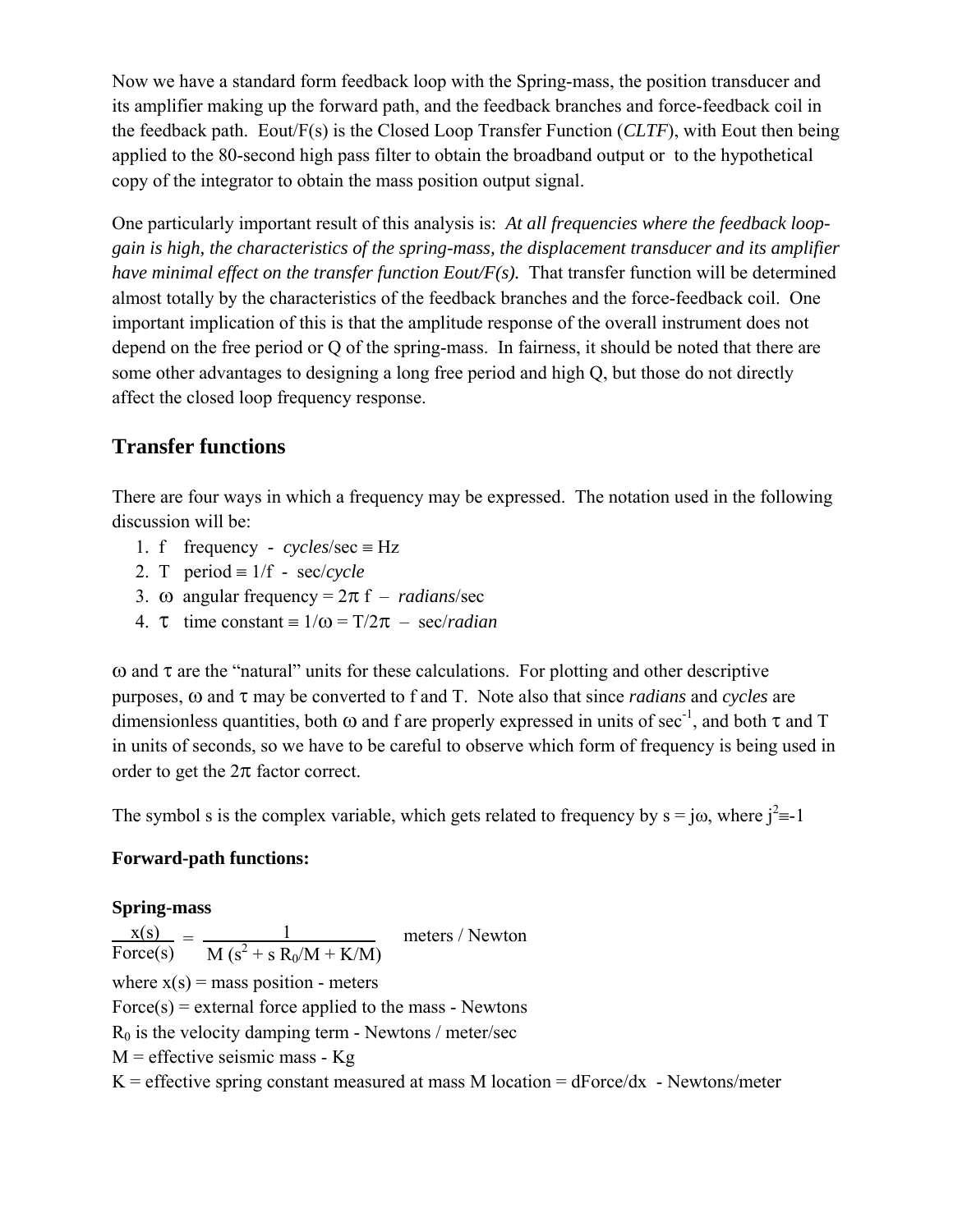Now we have a standard form feedback loop with the Spring-mass, the position transducer and its amplifier making up the forward path, and the feedback branches and force-feedback coil in the feedback path. Eout/F(s) is the Closed Loop Transfer Function (*CLTF*), with Eout then being applied to the 80-second high pass filter to obtain the broadband output or to the hypothetical copy of the integrator to obtain the mass position output signal.

One particularly important result of this analysis is: *At all frequencies where the feedback loop-gain is high, the characteristics of the spring-mass, the displacement transducer and its amplifier have minimal effect on the transfer function Eout/F(s).* That transfer function will be determined almost totally by the characteristics of the feedback branches and the force-feedback coil. One important implication of this is that the amplitude response of the overall instrument does not depend on the free period or Q of the spring-mass. In fairness, it should be noted that there are some other advantages to designing a long free period and high Q, but those do not directly affect the closed loop frequency response.

## Transfer functions

There are four ways in which a frequency may be expressed. The notation used in the following discussion will be:

1. f frequency - *cycles*/sec $\equiv$ Hz
2. T period $\equiv 1/f$ - sec/*cycle*
3. $\omega$ angular frequency = $2\pi$ f – *radians*/sec
4. $\tau$ time constant $\equiv 1/\omega = T/2\pi$ – sec/*radian*

$\omega$ and $\tau$ are the "natural" units for these calculations. For plotting and other descriptive purposes, $\omega$ and $\tau$ may be converted to f and T. Note also that since *radians* and *cycles* are dimensionless quantities, both $\omega$ and f are properly expressed in units of $\sec^{-1}$, and both $\tau$ and T in units of seconds, so we have to be careful to observe which form of frequency is being used in order to get the $2\pi$ factor correct.

The symbol s is the complex variable, which gets related to frequency by $s = j\omega$, where $j^2 \equiv -1$

**Forward-path functions:**

**Spring-mass**

$$\frac{x(s)}{\text{Force}(s)} = \frac{1}{M\,(s^2 + s\,R_0/M + K/M)} \quad \text{meters / Newton}$$

where x(s) = mass position - meters

Force(s) = external force applied to the mass - Newtons

$R_0$ is the velocity damping term - Newtons / meter/sec

M = effective seismic mass - Kg

K = effective spring constant measured at mass M location = dForce/dx - Newtons/meter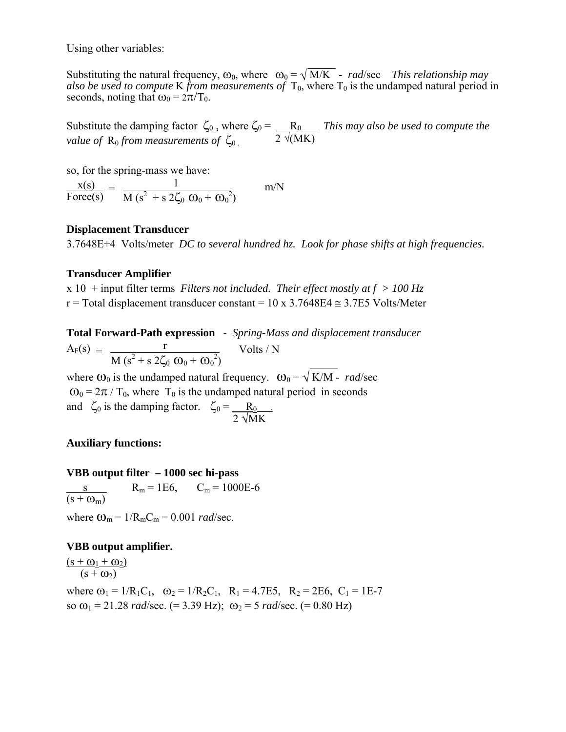Using other variables:

Substituting the natural frequency, $\omega_0$, where $\omega_0 = \sqrt{M/K}$ - *rad*/sec *This relationship may also be used to compute* K *from measurements of* $T_0$, where $T_0$ is the undamped natural period in seconds, noting that $\omega_0 = 2\pi/T_0$.

Substitute the damping factor $\zeta_0$ **,** where $\zeta_0 = \dfrac{R_0}{2\sqrt{(MK)}}$ *This may also be used to compute the value of* $R_0$ *from measurements of* $\zeta_0$.

so, for the spring-mass we have:

$$\frac{x(s)}{Force(s)} = \frac{1}{M\,(s^2 + s\,2\zeta_0\,\omega_0 + \omega_0^2)} \qquad \text{m/N}$$

**Displacement Transducer**

3.7648E+4 Volts/meter *DC to several hundred hz. Look for phase shifts at high frequencies.*

**Transducer Amplifier**

x 10 + input filter terms *Filters not included. Their effect mostly at f > 100 Hz*

r = Total displacement transducer constant = 10 x 3.7648E4 ≅ 3.7E5 Volts/Meter

**Total Forward-Path expression** - *Spring-Mass and displacement transducer*

$$A_F(s) = \frac{r}{M\,(s^2 + s\,2\zeta_0\,\omega_0 + \omega_0^2)} \qquad \text{Volts / N}$$

where $\omega_0$ is the undamped natural frequency. $\omega_0 = \sqrt{K/M}$ - *rad*/sec

$\omega_0 = 2\pi / T_0$, where $T_0$ is the undamped natural period in seconds

and $\zeta_0$ is the damping factor. $\zeta_0 = \dfrac{R_0}{2\sqrt{MK}}$

**Auxiliary functions:**

**VBB output filter – 1000 sec hi-pass**

$$\frac{s}{(s + \omega_m)} \qquad R_m = 1E6, \qquad C_m = 1000E\text{-}6$$

where $\omega_m = 1/R_mC_m = 0.001$ *rad*/sec.

**VBB output amplifier.**

$$\frac{(s + \omega_1 + \omega_2)}{(s + \omega_2)}$$

where $\omega_1 = 1/R_1C_1$, $\omega_2 = 1/R_2C_1$, $R_1$ = 4.7E5, $R_2$ = 2E6, $C_1$ = 1E-7

so $\omega_1$ = 21.28 *rad*/sec. (= 3.39 Hz); $\omega_2$ = 5 *rad*/sec. (= 0.80 Hz)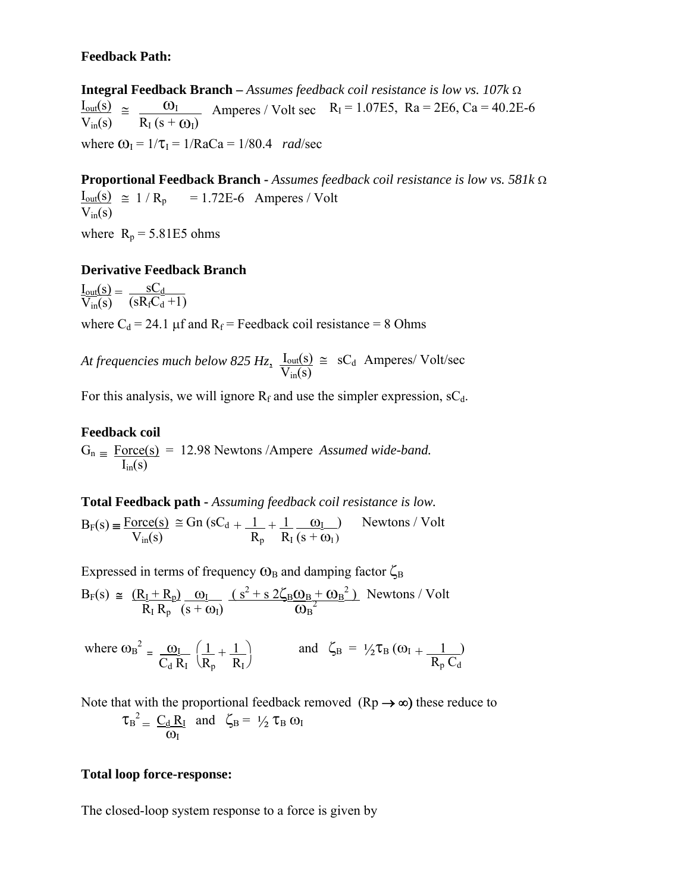**Feedback Path:**

**Integral Feedback Branch –** *Assumes feedback coil resistance is low vs. 107k Ω*

$$\frac{I_{out}(s)}{V_{in}(s)} \cong \frac{\omega_I}{R_I\,(s+\omega_I)} \quad \text{Amperes / Volt sec} \qquad R_I = 1.07E5,\ Ra = 2E6,\ Ca = 40.2E\text{-}6$$

where $\omega_I = 1/\tau_I = 1/RaCa = 1/80.4$ *rad*/sec

**Proportional Feedback Branch -** *Assumes feedback coil resistance is low vs. 581k Ω*

$$\frac{I_{out}(s)}{V_{in}(s)} \cong 1 / R_p \quad = 1.72E\text{-}6 \ \text{Amperes / Volt}$$

where $R_p = 5.81E5$ ohms

**Derivative Feedback Branch**

$$\frac{I_{out}(s)}{V_{in}(s)} = \frac{sC_d}{(sR_fC_d+1)}$$

where $C_d = 24.1$ μf and $R_f$ = Feedback coil resistance = 8 Ohms

*At frequencies much below 825 Hz*, $\frac{I_{out}(s)}{V_{in}(s)} \cong sC_d$ Amperes/ Volt/sec

For this analysis, we will ignore $R_f$ and use the simpler expression, $sC_d$.

**Feedback coil**

$$G_n \equiv \frac{Force(s)}{I_{in}(s)} = 12.98 \ \text{Newtons /Ampere} \quad \textit{Assumed wide-band.}$$

**Total Feedback path -** *Assuming feedback coil resistance is low.*

$$B_F(s) \equiv \frac{Force(s)}{V_{in}(s)} \cong Gn\left(sC_d + \frac{1}{R_p} + \frac{1}{R_I}\frac{\omega_I}{(s+\omega_I)}\right) \quad \text{Newtons / Volt}$$

Expressed in terms of frequency $\omega_B$ and damping factor $\zeta_B$

$$B_F(s) \cong \frac{(R_I+R_p)}{R_I R_p}\frac{\omega_I}{(s+\omega_I)}\frac{(s^2 + s\,2\zeta_B\omega_B + \omega_B^2)}{\omega_B^2} \quad \text{Newtons / Volt}$$

where $\omega_B^2 = \frac{\omega_I}{C_d R_I}\left(\frac{1}{R_p}+\frac{1}{R_I}\right)$ and $\zeta_B = \frac{1}{2}\tau_B\left(\omega_I + \frac{1}{R_p C_d}\right)$

Note that with the proportional feedback removed ($Rp \to \infty$) these reduce to

$$\tau_B^2 = \frac{C_d R_I}{\omega_I} \quad \text{and} \quad \zeta_B = \tfrac{1}{2}\tau_B\,\omega_I$$

**Total loop force-response:**

The closed-loop system response to a force is given by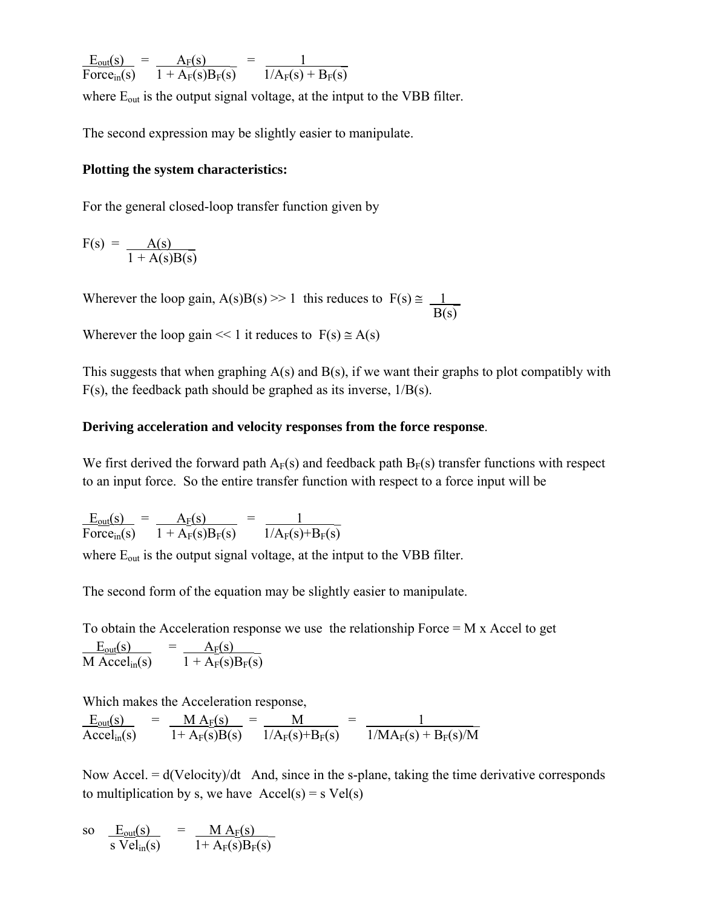$$\frac{E_{out}(s)}{Force_{in}(s)} = \frac{A_F(s)}{1 + A_F(s)B_F(s)} = \frac{1}{1/A_F(s) + B_F(s)}$$

where $E_{out}$ is the output signal voltage, at the intput to the VBB filter.

The second expression may be slightly easier to manipulate.

**Plotting the system characteristics:**

For the general closed-loop transfer function given by

$$F(s) = \frac{A(s)}{1 + A(s)B(s)}$$

Wherever the loop gain, $A(s)B(s) >> 1$ this reduces to $F(s) \cong \frac{1}{B(s)}$

Wherever the loop gain $<< 1$ it reduces to $F(s) \cong A(s)$

This suggests that when graphing $A(s)$ and $B(s)$, if we want their graphs to plot compatibly with $F(s)$, the feedback path should be graphed as its inverse, $1/B(s)$.

**Deriving acceleration and velocity responses from the force response**.

We first derived the forward path $A_F(s)$ and feedback path $B_F(s)$ transfer functions with respect to an input force. So the entire transfer function with respect to a force input will be

$$\frac{E_{out}(s)}{Force_{in}(s)} = \frac{A_F(s)}{1 + A_F(s)B_F(s)} = \frac{1}{1/A_F(s)+B_F(s)}$$

where $E_{out}$ is the output signal voltage, at the intput to the VBB filter.

The second form of the equation may be slightly easier to manipulate.

To obtain the Acceleration response we use the relationship Force = M x Accel to get

$$\frac{E_{out}(s)}{M\ Accel_{in}(s)} = \frac{A_F(s)}{1 + A_F(s)B_F(s)}$$

Which makes the Acceleration response,

$$\frac{E_{out}(s)}{Accel_{in}(s)} = \frac{M\ A_F(s)}{1+ A_F(s)B(s)} = \frac{M}{1/A_F(s)+B_F(s)} = \frac{1}{1/MA_F(s) + B_F(s)/M}$$

Now Accel. = d(Velocity)/dt And, since in the s-plane, taking the time derivative corresponds to multiplication by s, we have $Accel(s) = s\ Vel(s)$

so $$\frac{E_{out}(s)}{s\ Vel_{in}(s)} = \frac{M\ A_F(s)}{1+ A_F(s)B_F(s)}$$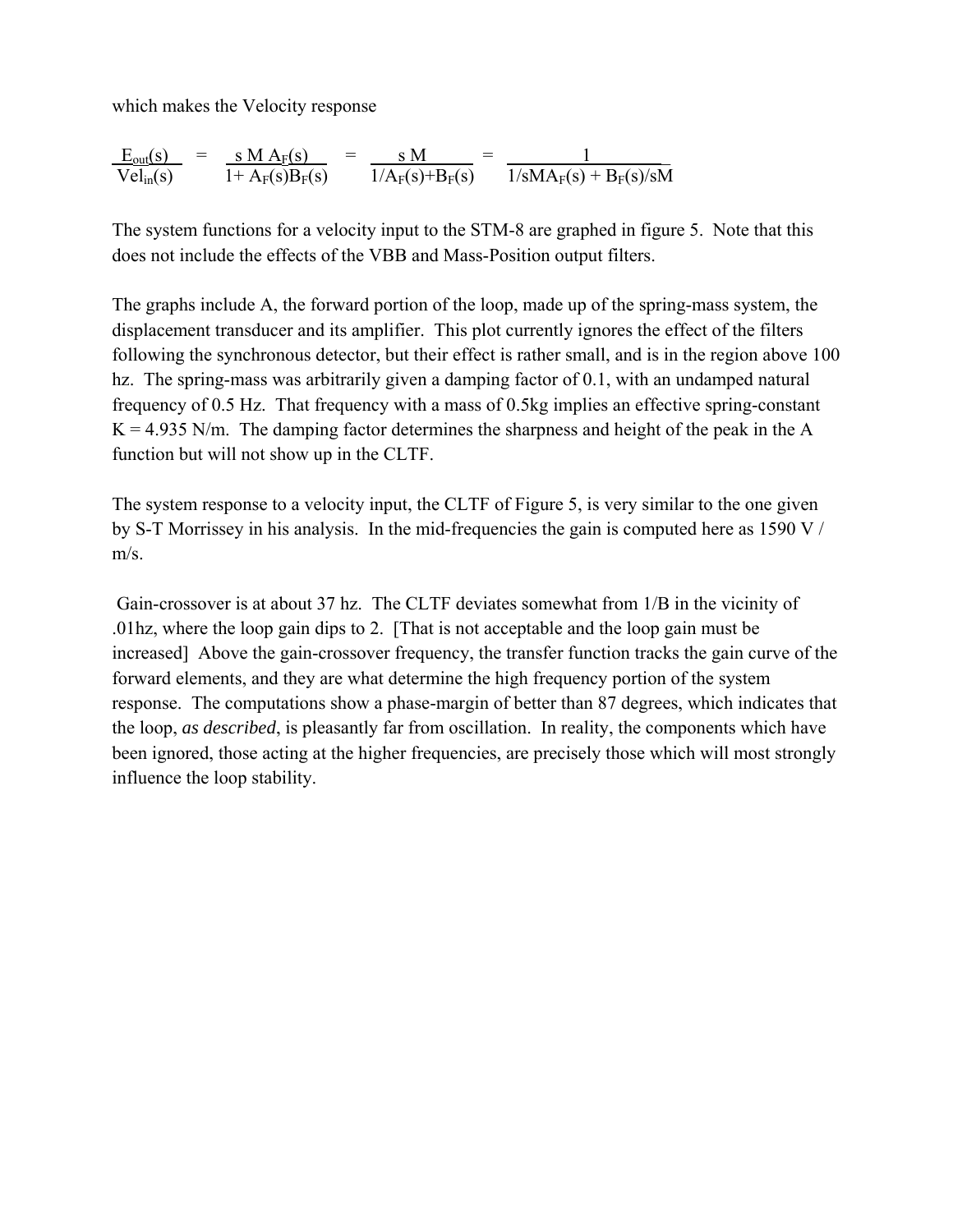which makes the Velocity response

$$\frac{E_{out}(s)}{Vel_{in}(s)} = \frac{s\,M\,A_F(s)}{1+A_F(s)B_F(s)} = \frac{s\,M}{1/A_F(s)+B_F(s)} = \frac{1}{1/sMA_F(s) + B_F(s)/sM}$$

The system functions for a velocity input to the STM-8 are graphed in figure 5. Note that this does not include the effects of the VBB and Mass-Position output filters.

The graphs include A, the forward portion of the loop, made up of the spring-mass system, the displacement transducer and its amplifier. This plot currently ignores the effect of the filters following the synchronous detector, but their effect is rather small, and is in the region above 100 hz. The spring-mass was arbitrarily given a damping factor of 0.1, with an undamped natural frequency of 0.5 Hz. That frequency with a mass of 0.5kg implies an effective spring-constant $K = 4.935$ N/m. The damping factor determines the sharpness and height of the peak in the A function but will not show up in the CLTF.

The system response to a velocity input, the CLTF of Figure 5, is very similar to the one given by S-T Morrissey in his analysis. In the mid-frequencies the gain is computed here as 1590 V / m/s.

Gain-crossover is at about 37 hz. The CLTF deviates somewhat from 1/B in the vicinity of .01hz, where the loop gain dips to 2. [That is not acceptable and the loop gain must be increased] Above the gain-crossover frequency, the transfer function tracks the gain curve of the forward elements, and they are what determine the high frequency portion of the system response. The computations show a phase-margin of better than 87 degrees, which indicates that the loop, *as described*, is pleasantly far from oscillation. In reality, the components which have been ignored, those acting at the higher frequencies, are precisely those which will most strongly influence the loop stability.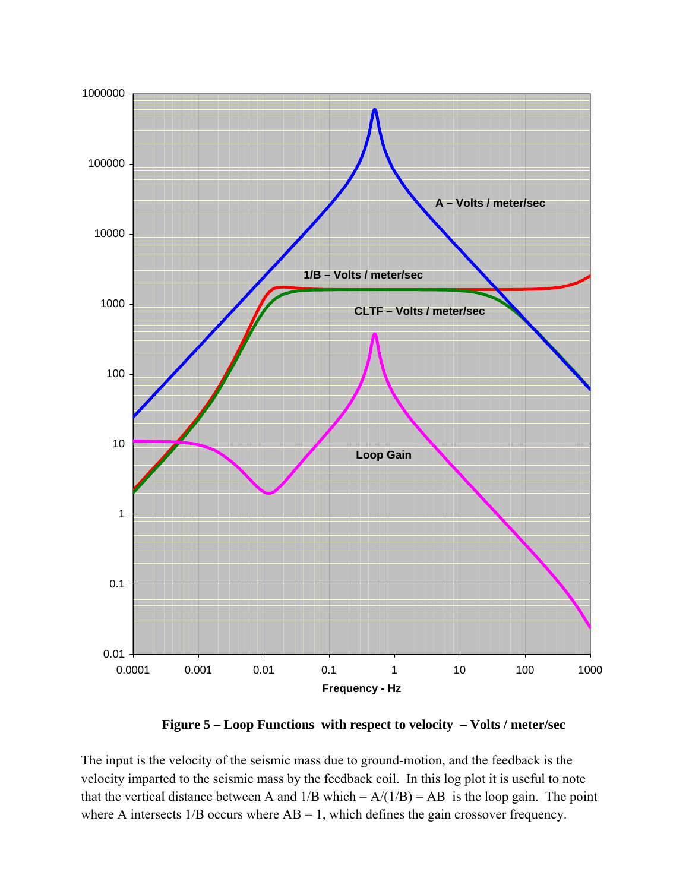**Figure 5 – Loop Functions with respect to velocity – Volts / meter/sec**

The input is the velocity of the seismic mass due to ground-motion, and the feedback is the velocity imparted to the seismic mass by the feedback coil. In this log plot it is useful to note that the vertical distance between A and 1/B which = A/(1/B) = AB is the loop gain. The point where A intersects 1/B occurs where AB = 1, which defines the gain crossover frequency.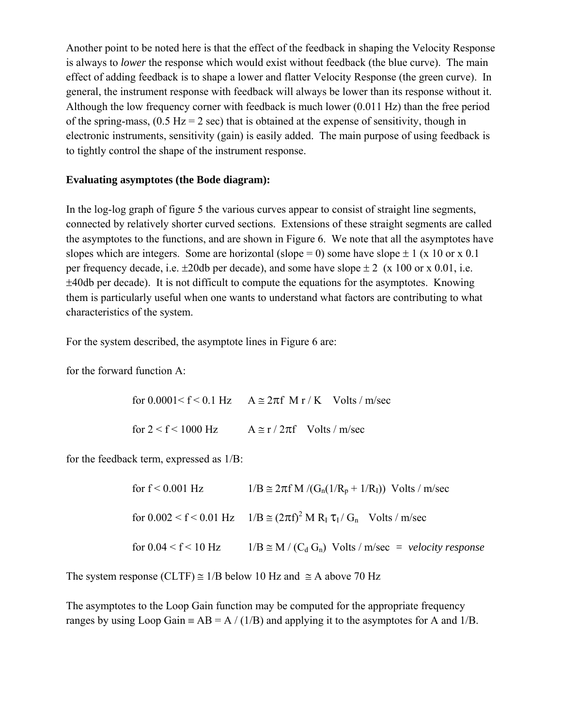Another point to be noted here is that the effect of the feedback in shaping the Velocity Response is always to *lower* the response which would exist without feedback (the blue curve). The main effect of adding feedback is to shape a lower and flatter Velocity Response (the green curve). In general, the instrument response with feedback will always be lower than its response without it. Although the low frequency corner with feedback is much lower (0.011 Hz) than the free period of the spring-mass, (0.5 Hz = 2 sec) that is obtained at the expense of sensitivity, though in electronic instruments, sensitivity (gain) is easily added. The main purpose of using feedback is to tightly control the shape of the instrument response.

**Evaluating asymptotes (the Bode diagram):**

In the log-log graph of figure 5 the various curves appear to consist of straight line segments, connected by relatively shorter curved sections. Extensions of these straight segments are called the asymptotes to the functions, and are shown in Figure 6. We note that all the asymptotes have slopes which are integers. Some are horizontal (slope = 0) some have slope ± 1 (x 10 or x 0.1 per frequency decade, i.e. ±20db per decade), and some have slope ± 2 (x 100 or x 0.01, i.e. ±40db per decade). It is not difficult to compute the equations for the asymptotes. Knowing them is particularly useful when one wants to understand what factors are contributing to what characteristics of the system.

For the system described, the asymptote lines in Figure 6 are:

for the forward function A:

for $0.0001 < f < 0.1$ Hz $\quad A \cong 2\pi f\ M\, r / K$ Volts / m/sec

for $2 < f < 1000$ Hz $\quad A \cong r / 2\pi f$ Volts / m/sec

for the feedback term, expressed as 1/B:

for $f < 0.001$ Hz $\quad 1/B \cong 2\pi f\, M / (G_n(1/R_p + 1/R_I))$ Volts / m/sec

for $0.002 < f < 0.01$ Hz $\quad 1/B \cong (2\pi f)^2\, M\, R_I\, \tau_I / G_n$ Volts / m/sec

for $0.04 < f < 10$ Hz $\quad 1/B \cong M / (C_d\, G_n)$ Volts / m/sec = *velocity response*

The system response (CLTF) $\cong$ 1/B below 10 Hz and $\cong$ A above 70 Hz

The asymptotes to the Loop Gain function may be computed for the appropriate frequency ranges by using Loop Gain $\equiv AB = A / (1/B)$ and applying it to the asymptotes for A and 1/B.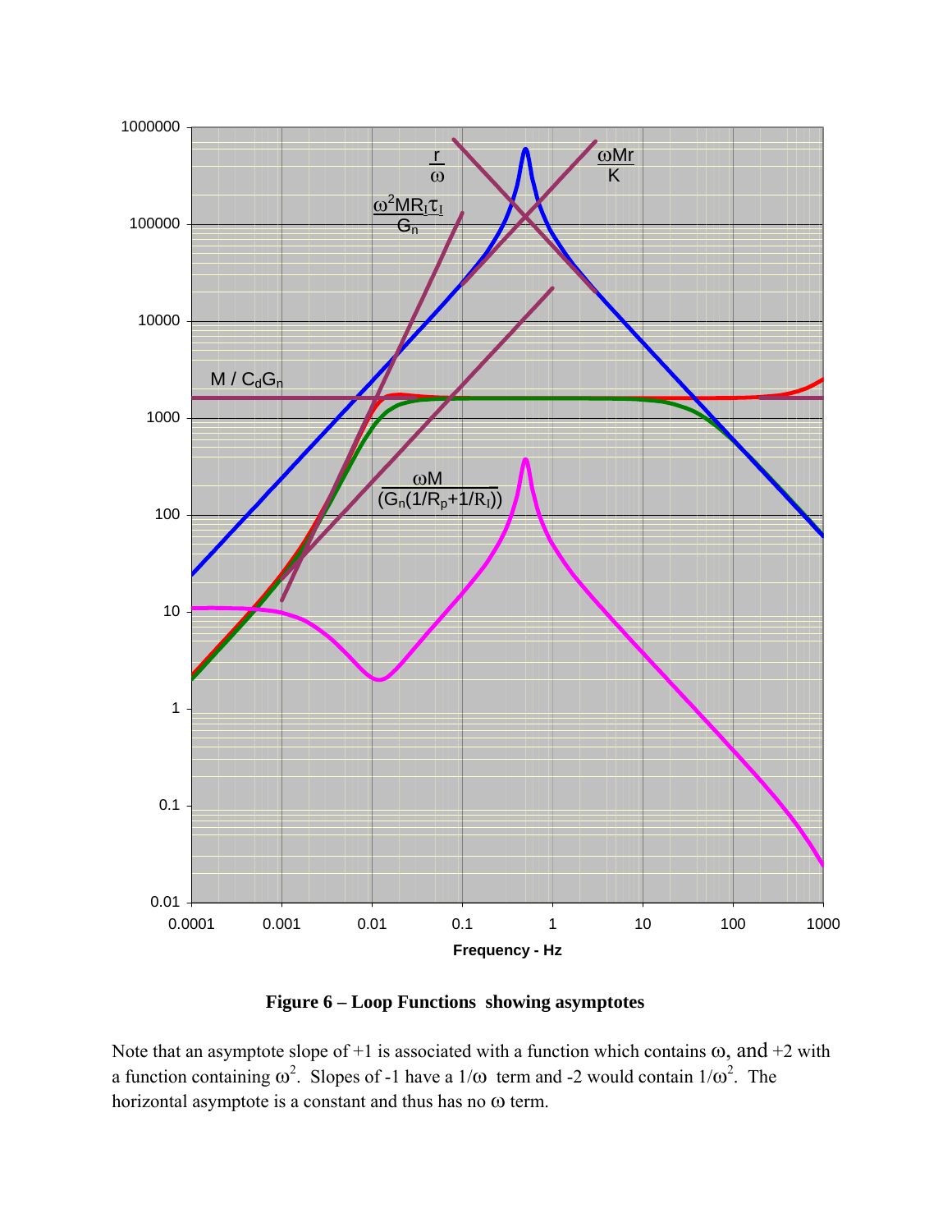**Figure 6 – Loop Functions showing asymptotes**

Note that an asymptote slope of +1 is associated with a function which contains $\omega$, and +2 with a function containing $\omega^2$. Slopes of -1 have a $1/\omega$ term and -2 would contain $1/\omega^2$. The horizontal asymptote is a constant and thus has no $\omega$ term.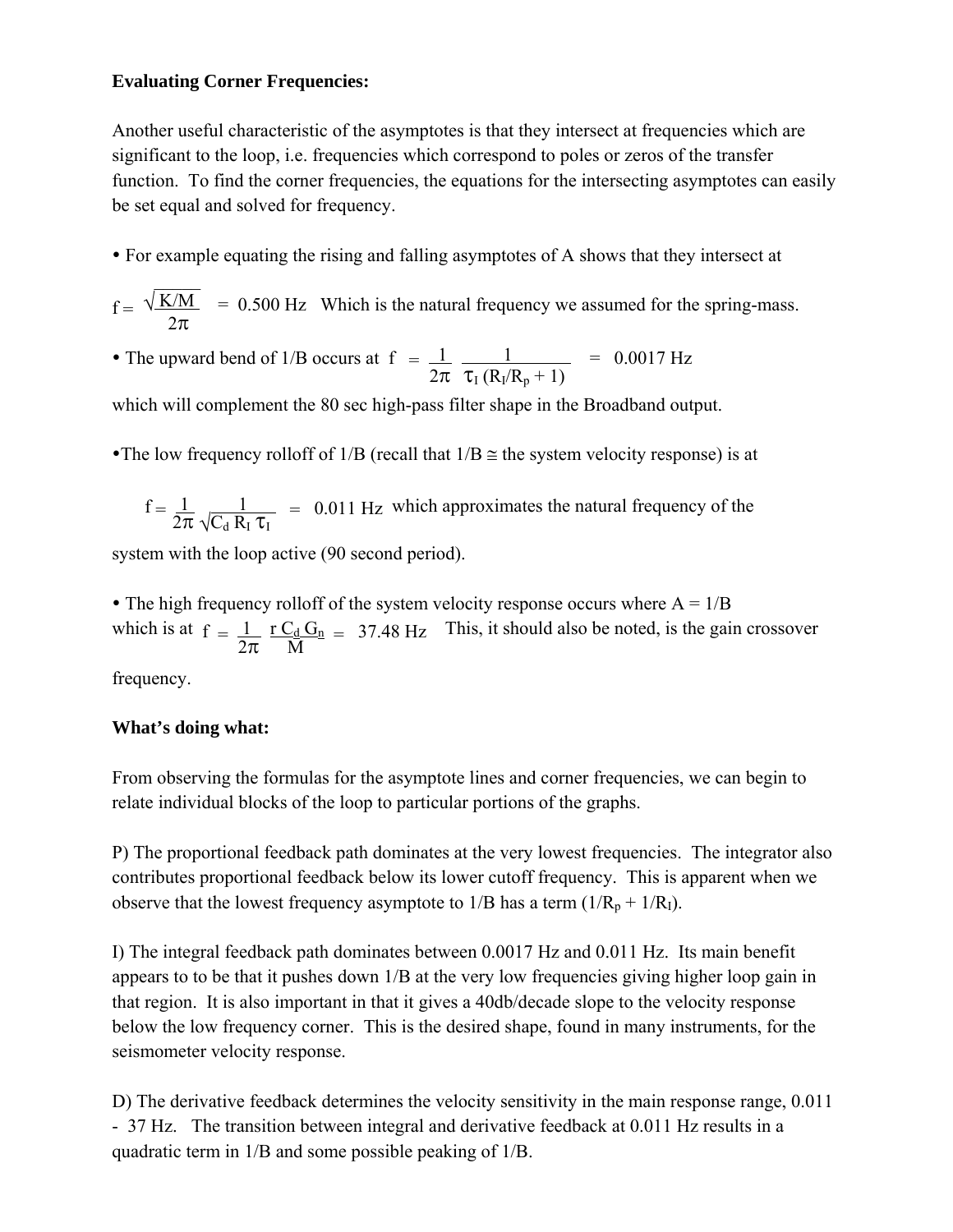**Evaluating Corner Frequencies:**

Another useful characteristic of the asymptotes is that they intersect at frequencies which are significant to the loop, i.e. frequencies which correspond to poles or zeros of the transfer function. To find the corner frequencies, the equations for the intersecting asymptotes can easily be set equal and solved for frequency.

- For example equating the rising and falling asymptotes of A shows that they intersect at

$$f = \frac{\sqrt{K/M}}{2\pi} = 0.500 \text{ Hz}$$ Which is the natural frequency we assumed for the spring-mass.

- The upward bend of 1/B occurs at $f = \frac{1}{2\pi} \frac{1}{\tau_I (R_I/R_p + 1)} = 0.0017$ Hz

which will complement the 80 sec high-pass filter shape in the Broadband output.

- The low frequency rolloff of 1/B (recall that 1/B ≅ the system velocity response) is at

$$f = \frac{1}{2\pi} \frac{1}{\sqrt{C_d R_I \tau_I}} = 0.011 \text{ Hz}$$ which approximates the natural frequency of the system with the loop active (90 second period).

- The high frequency rolloff of the system velocity response occurs where A = 1/B which is at $f = \frac{1}{2\pi} \frac{r C_d G_n}{M} = 37.48$ Hz This, it should also be noted, is the gain crossover frequency.

**What's doing what:**

From observing the formulas for the asymptote lines and corner frequencies, we can begin to relate individual blocks of the loop to particular portions of the graphs.

P) The proportional feedback path dominates at the very lowest frequencies. The integrator also contributes proportional feedback below its lower cutoff frequency. This is apparent when we observe that the lowest frequency asymptote to 1/B has a term ($1/R_p + 1/R_I$).

I) The integral feedback path dominates between 0.0017 Hz and 0.011 Hz. Its main benefit appears to to be that it pushes down 1/B at the very low frequencies giving higher loop gain in that region. It is also important in that it gives a 40db/decade slope to the velocity response below the low frequency corner. This is the desired shape, found in many instruments, for the seismometer velocity response.

D) The derivative feedback determines the velocity sensitivity in the main response range, 0.011 - 37 Hz. The transition between integral and derivative feedback at 0.011 Hz results in a quadratic term in 1/B and some possible peaking of 1/B.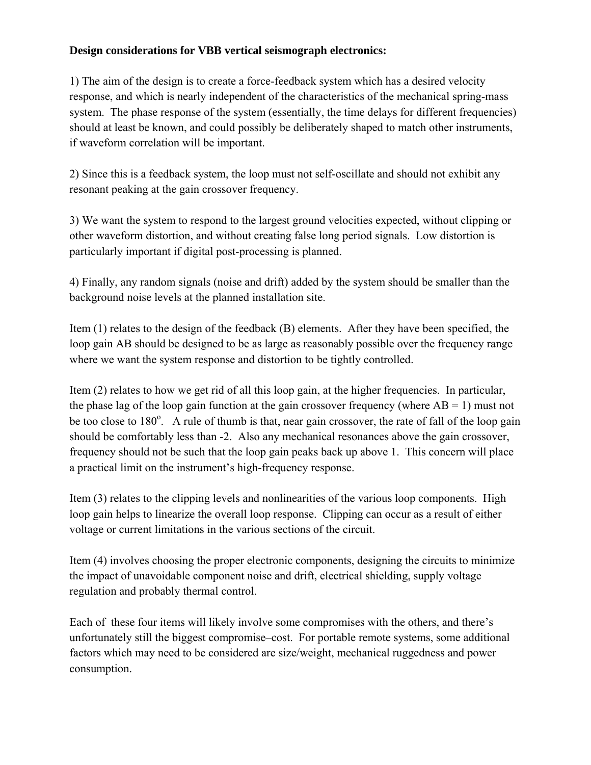**Design considerations for VBB vertical seismograph electronics:**

1) The aim of the design is to create a force-feedback system which has a desired velocity response, and which is nearly independent of the characteristics of the mechanical spring-mass system. The phase response of the system (essentially, the time delays for different frequencies) should at least be known, and could possibly be deliberately shaped to match other instruments, if waveform correlation will be important.

2) Since this is a feedback system, the loop must not self-oscillate and should not exhibit any resonant peaking at the gain crossover frequency.

3) We want the system to respond to the largest ground velocities expected, without clipping or other waveform distortion, and without creating false long period signals. Low distortion is particularly important if digital post-processing is planned.

4) Finally, any random signals (noise and drift) added by the system should be smaller than the background noise levels at the planned installation site.

Item (1) relates to the design of the feedback (B) elements. After they have been specified, the loop gain AB should be designed to be as large as reasonably possible over the frequency range where we want the system response and distortion to be tightly controlled.

Item (2) relates to how we get rid of all this loop gain, at the higher frequencies. In particular, the phase lag of the loop gain function at the gain crossover frequency (where AB = 1) must not be too close to $180^o$. A rule of thumb is that, near gain crossover, the rate of fall of the loop gain should be comfortably less than -2. Also any mechanical resonances above the gain crossover, frequency should not be such that the loop gain peaks back up above 1. This concern will place a practical limit on the instrument's high-frequency response.

Item (3) relates to the clipping levels and nonlinearities of the various loop components. High loop gain helps to linearize the overall loop response. Clipping can occur as a result of either voltage or current limitations in the various sections of the circuit.

Item (4) involves choosing the proper electronic components, designing the circuits to minimize the impact of unavoidable component noise and drift, electrical shielding, supply voltage regulation and probably thermal control.

Each of these four items will likely involve some compromises with the others, and there's unfortunately still the biggest compromise–cost. For portable remote systems, some additional factors which may need to be considered are size/weight, mechanical ruggedness and power consumption.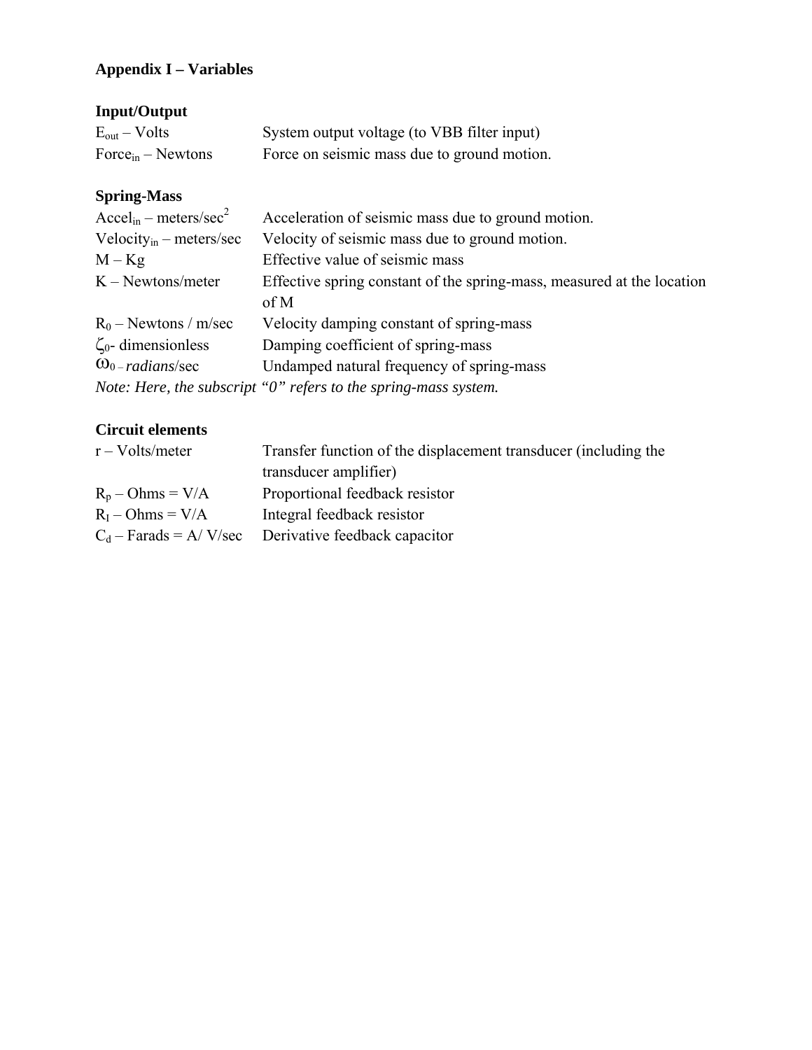## Appendix I – Variables

### Input/Output

| | |
|---|---|
| $E_{out}$ – Volts | System output voltage (to VBB filter input) |
| $Force_{in}$ – Newtons | Force on seismic mass due to ground motion. |

### Spring-Mass

| | |
|---|---|
| $Accel_{in}$ – meters/sec$^2$ | Acceleration of seismic mass due to ground motion. |
| $Velocity_{in}$ – meters/sec | Velocity of seismic mass due to ground motion. |
| M – Kg | Effective value of seismic mass |
| K – Newtons/meter | Effective spring constant of the spring-mass, measured at the location of M |
| $R_0$ – Newtons / m/sec | Velocity damping constant of spring-mass |
| $\zeta_0$- dimensionless | Damping coefficient of spring-mass |
| $\omega_0$ – *radians*/sec | Undamped natural frequency of spring-mass |

*Note: Here, the subscript "0" refers to the spring-mass system.*

### Circuit elements

| | |
|---|---|
| r – Volts/meter | Transfer function of the displacement transducer (including the transducer amplifier) |
| $R_p$ – Ohms = V/A | Proportional feedback resistor |
| $R_I$ – Ohms = V/A | Integral feedback resistor |
| $C_d$ – Farads = A/ V/sec | Derivative feedback capacitor |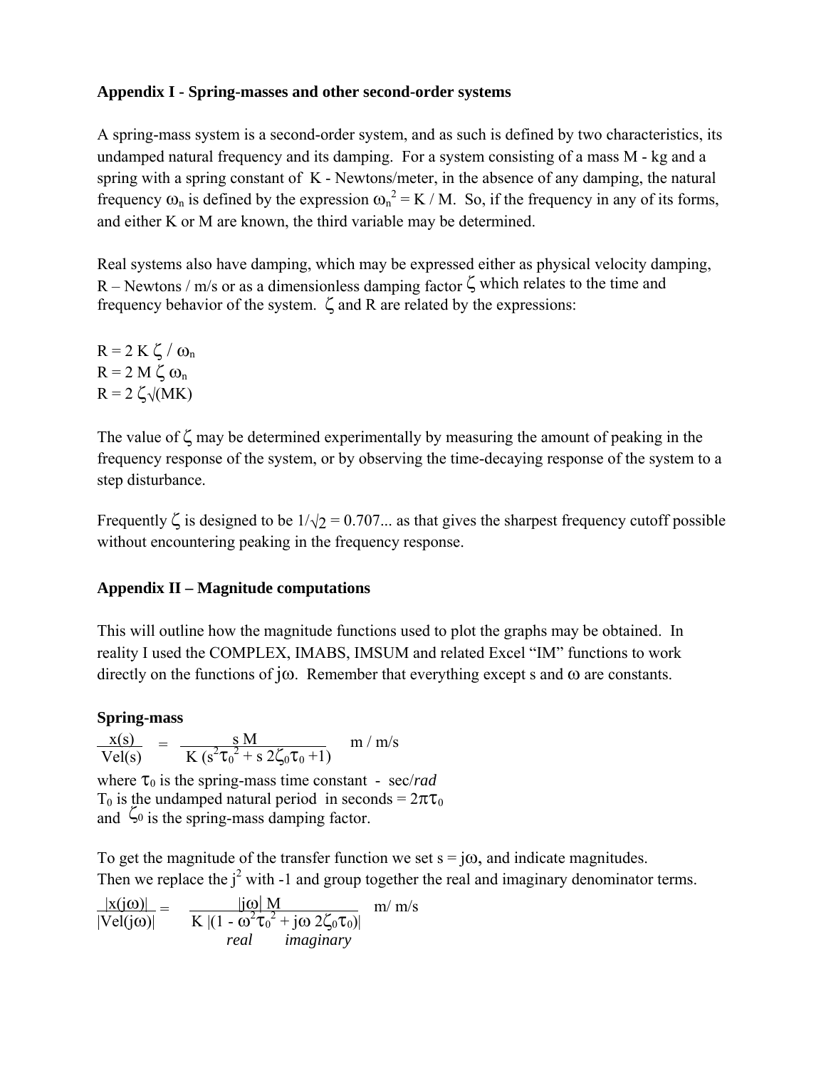## Appendix I - Spring-masses and other second-order systems

A spring-mass system is a second-order system, and as such is defined by two characteristics, its undamped natural frequency and its damping. For a system consisting of a mass M - kg and a spring with a spring constant of K - Newtons/meter, in the absence of any damping, the natural frequency $\omega_n$ is defined by the expression $\omega_n^2 = K / M$. So, if the frequency in any of its forms, and either K or M are known, the third variable may be determined.

Real systems also have damping, which may be expressed either as physical velocity damping, R – Newtons / m/s or as a dimensionless damping factor $\zeta$ which relates to the time and frequency behavior of the system. $\zeta$ and R are related by the expressions:

$R = 2 K \zeta / \omega_n$
$R = 2 M \zeta \omega_n$
$R = 2 \zeta\sqrt{(MK)}$

The value of $\zeta$ may be determined experimentally by measuring the amount of peaking in the frequency response of the system, or by observing the time-decaying response of the system to a step disturbance.

Frequently $\zeta$ is designed to be $1/\sqrt{2} = 0.707...$ as that gives the sharpest frequency cutoff possible without encountering peaking in the frequency response.

## Appendix II – Magnitude computations

This will outline how the magnitude functions used to plot the graphs may be obtained. In reality I used the COMPLEX, IMABS, IMSUM and related Excel "IM" functions to work directly on the functions of $j\omega$. Remember that everything except s and $\omega$ are constants.

### Spring-mass

$$\frac{x(s)}{Vel(s)} = \frac{s M}{K (s^2\tau_0^2 + s\, 2\zeta_0\tau_0 + 1)} \quad m / m/s$$

where $\tau_0$ is the spring-mass time constant - sec/*rad*
$T_0$ is the undamped natural period in seconds = $2\pi\tau_0$
and $\zeta_0$ is the spring-mass damping factor.

To get the magnitude of the transfer function we set $s = j\omega$, and indicate magnitudes.
Then we replace the $j^2$ with -1 and group together the real and imaginary denominator terms.

$$\frac{|x(j\omega)|}{|Vel(j\omega)|} = \frac{|j\omega|\, M}{K\, |(\underbrace{1 - \omega^2\tau_0^2}_{real} + \underbrace{j\omega\, 2\zeta_0\tau_0}_{imaginary})|} \quad m/ m/s$$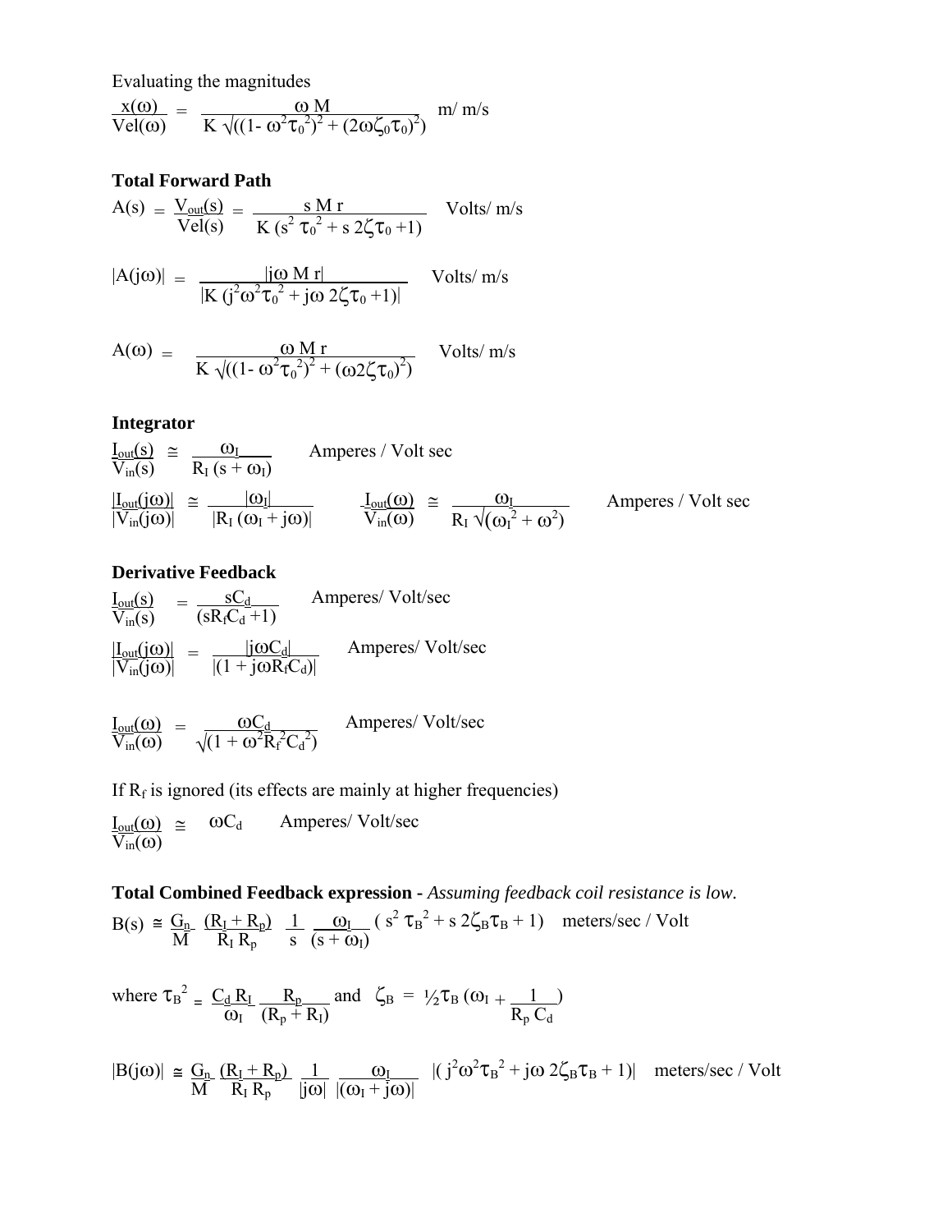Evaluating the magnitudes

$$\frac{x(\omega)}{Vel(\omega)} = \frac{\omega\, M}{K\,\sqrt{((1-\omega^2\tau_0^2)^2 + (2\omega\zeta_0\tau_0)^2)}} \quad \text{m/ m/s}$$

**Total Forward Path**

$$A(s) = \frac{V_{out}(s)}{Vel(s)} = \frac{s\, M\, r}{K\,(s^2\,\tau_0^2 + s\,2\zeta\tau_0 + 1)} \quad \text{Volts/ m/s}$$

$$|A(j\omega)| = \frac{|j\omega\, M\, r|}{|K\,(j^2\omega^2\tau_0^2 + j\omega\,2\zeta\tau_0 + 1)|} \quad \text{Volts/ m/s}$$

$$A(\omega) = \frac{\omega\, M\, r}{K\,\sqrt{((1-\omega^2\tau_0^2)^2 + (\omega 2\zeta\tau_0)^2)}} \quad \text{Volts/ m/s}$$

**Integrator**

$$\frac{I_{out}(s)}{V_{in}(s)} \cong \frac{\omega_I}{R_I\,(s + \omega_I)} \quad \text{Amperes / Volt sec}$$

$$\frac{|I_{out}(j\omega)|}{|V_{in}(j\omega)|} \cong \frac{|\omega_I|}{|R_I\,(\omega_I + j\omega)|} \qquad \frac{I_{out}(\omega)}{V_{in}(\omega)} \cong \frac{\omega_I}{R_I\,\sqrt{(\omega_I^2 + \omega^2)}} \quad \text{Amperes / Volt sec}$$

**Derivative Feedback**

$$\frac{I_{out}(s)}{V_{in}(s)} = \frac{sC_d}{(sR_fC_d + 1)} \quad \text{Amperes/ Volt/sec}$$

$$\frac{|I_{out}(j\omega)|}{|V_{in}(j\omega)|} = \frac{|j\omega C_d|}{|(1 + j\omega R_f C_d)|} \quad \text{Amperes/ Volt/sec}$$

$$\frac{I_{out}(\omega)}{V_{in}(\omega)} = \frac{\omega C_d}{\sqrt{(1 + \omega^2 R_f^2 C_d^2)}} \quad \text{Amperes/ Volt/sec}$$

If $R_f$ is ignored (its effects are mainly at higher frequencies)

$$\frac{I_{out}(\omega)}{V_{in}(\omega)} \cong \omega C_d \quad \text{Amperes/ Volt/sec}$$

**Total Combined Feedback expression -** *Assuming feedback coil resistance is low.*

$$B(s) \cong \frac{G_n}{M}\,\frac{(R_I + R_p)}{R_I\,R_p}\,\frac{1}{s}\,\frac{\omega_I}{(s + \omega_I)}\,(s^2\,\tau_B^2 + s\,2\zeta_B\tau_B + 1) \quad \text{meters/sec / Volt}$$

where $\tau_B^2 = \frac{C_d\,R_I}{\omega_I}\,\frac{R_p}{(R_p + R_I)}$ and $\zeta_B = \frac{1}{2}\tau_B\,(\omega_I + \frac{1}{R_p\,C_d})$

$$|B(j\omega)| \cong \frac{G_n}{M}\,\frac{(R_I + R_p)}{R_I\,R_p}\,\frac{1}{|j\omega|}\,\frac{\omega_I}{|(\omega_I + j\omega)|}\,|(j^2\omega^2\tau_B^2 + j\omega\,2\zeta_B\tau_B + 1)| \quad \text{meters/sec / Volt}$$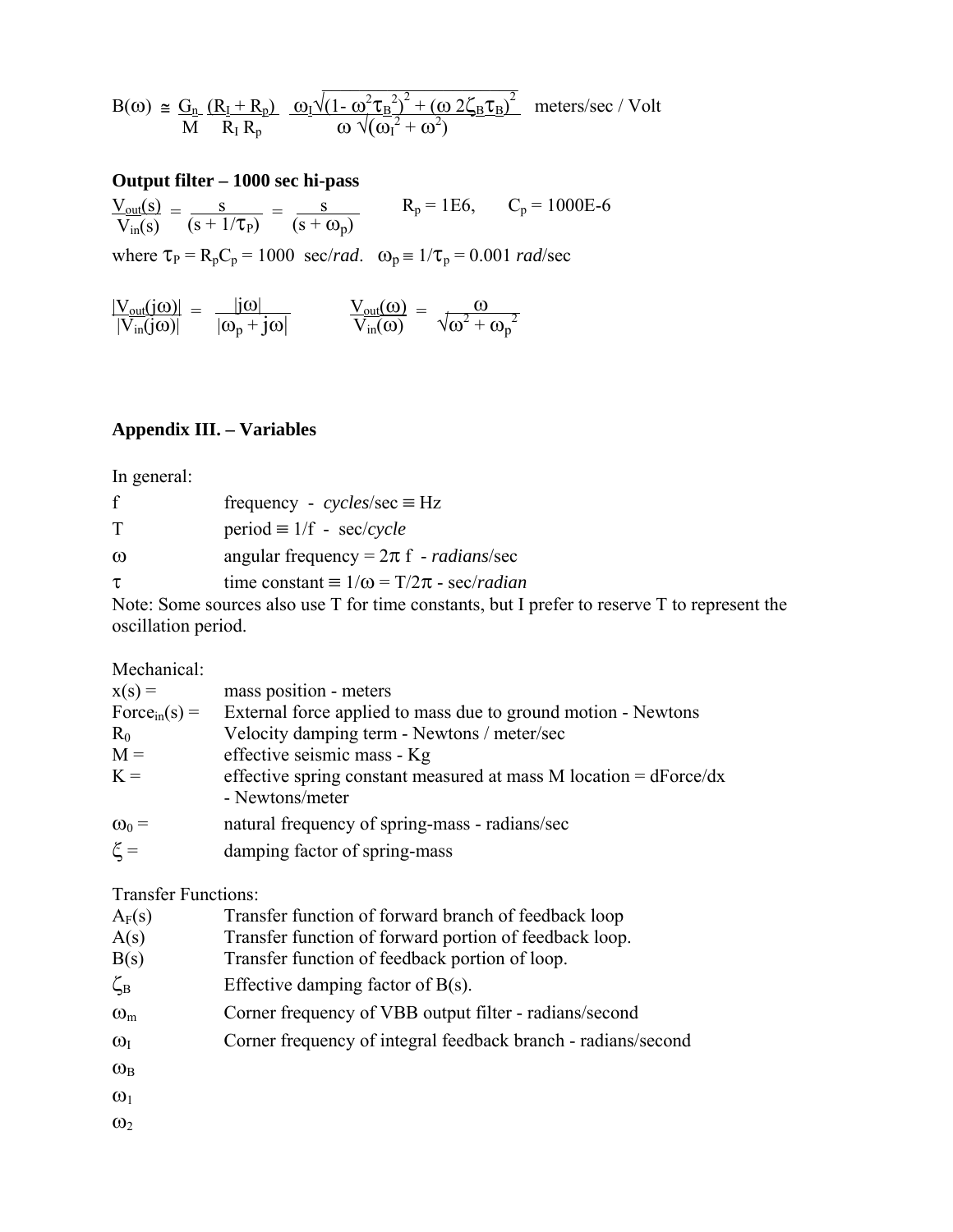$$B(\omega) \cong \frac{G_n}{M} \frac{(R_I + R_p)}{R_I R_p} \frac{\omega_I \sqrt{(1-\omega^2 \tau_B^2)^2 + (\omega\, 2\zeta_B \tau_B)^2}}{\omega \sqrt{(\omega_I^2 + \omega^2)}} \quad \text{meters/sec / Volt}$$

**Output filter – 1000 sec hi-pass**

$$\frac{V_{out}(s)}{V_{in}(s)} = \frac{s}{(s + 1/\tau_P)} = \frac{s}{(s + \omega_p)} \qquad R_p = 1E6, \qquad C_p = 1000E\text{-}6$$

where $\tau_P = R_p C_p = 1000$ sec/*rad*. $\omega_p \equiv 1/\tau_p = 0.001$ *rad*/sec

$$\frac{|V_{out}(j\omega)|}{|V_{in}(j\omega)|} = \frac{|j\omega|}{|\omega_p + j\omega|} \qquad \frac{V_{out}(\omega)}{V_{in}(\omega)} = \frac{\omega}{\sqrt{\omega^2 + \omega_p^2}}$$

## Appendix III. – Variables

In general:

| | |
|---|---|
| f | frequency - *cycles*/sec ≡ Hz |
| T | period ≡ 1/f - sec/*cycle* |
| $\omega$ | angular frequency = $2\pi$ f - *radians*/sec |
| $\tau$ | time constant ≡ $1/\omega = T/2\pi$ - sec/*radian* |

Note: Some sources also use T for time constants, but I prefer to reserve T to represent the oscillation period.

Mechanical:

| | |
|---|---|
| x(s) = | mass position - meters |
| $Force_{in}(s)$ = | External force applied to mass due to ground motion - Newtons |
| $R_0$ | Velocity damping term - Newtons / meter/sec |
| M = | effective seismic mass - Kg |
| K = | effective spring constant measured at mass M location = dForce/dx - Newtons/meter |
| $\omega_0$ = | natural frequency of spring-mass - radians/sec |
| $\xi$ = | damping factor of spring-mass |

Transfer Functions:

| | |
|---|---|
| $A_F(s)$ | Transfer function of forward branch of feedback loop |
| A(s) | Transfer function of forward portion of feedback loop. |
| B(s) | Transfer function of feedback portion of loop. |
| $\zeta_B$ | Effective damping factor of B(s). |
| $\omega_m$ | Corner frequency of VBB output filter - radians/second |
| $\omega_I$ | Corner frequency of integral feedback branch - radians/second |
| $\omega_B$ | |
| $\omega_1$ | |
| $\omega_2$ | |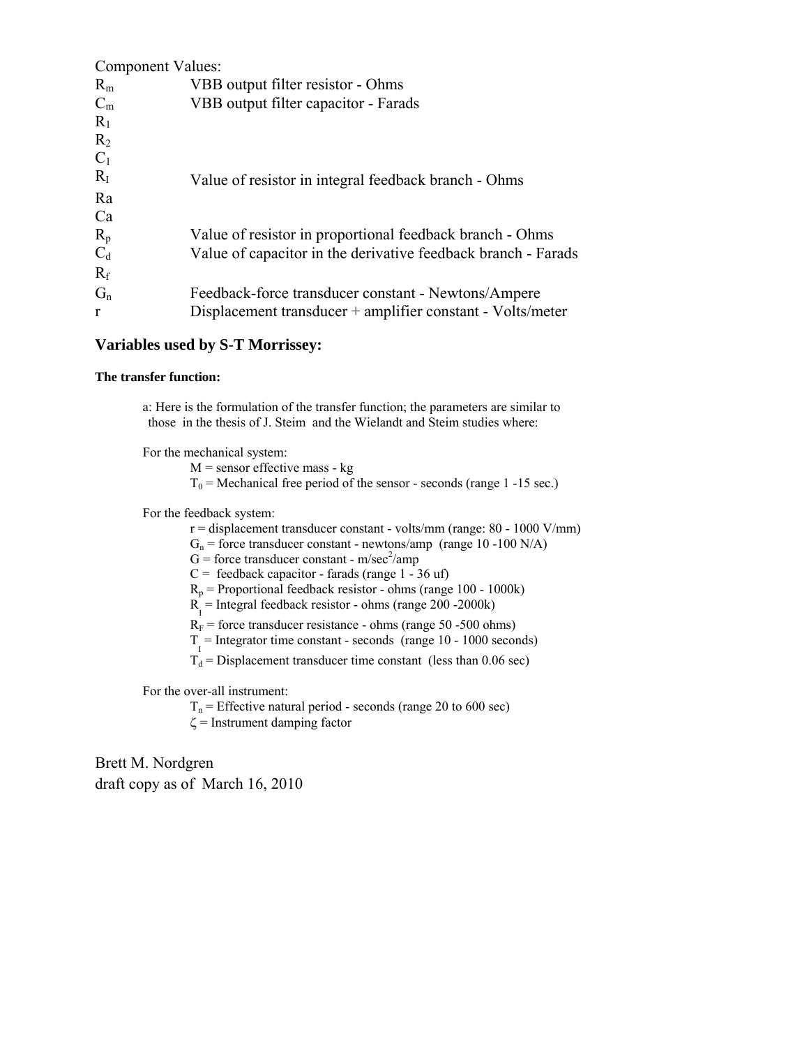Component Values:

| | |
|---|---|
| $R_m$ | VBB output filter resistor - Ohms |
| $C_m$ | VBB output filter capacitor - Farads |
| $R_1$ | |
| $R_2$ | |
| $C_1$ | |
| $R_I$ | Value of resistor in integral feedback branch - Ohms |
| Ra | |
| Ca | |
| $R_p$ | Value of resistor in proportional feedback branch - Ohms |
| $C_d$ | Value of capacitor in the derivative feedback branch - Farads |
| $R_f$ | |
| $G_n$ | Feedback-force transducer constant - Newtons/Ampere |
| r | Displacement transducer + amplifier constant - Volts/meter |

### Variables used by S-T Morrissey:

#### The transfer function:

a: Here is the formulation of the transfer function; the parameters are similar to those in the thesis of J. Steim and the Wielandt and Steim studies where:

For the mechanical system:

- M = sensor effective mass - kg
- $T_0$ = Mechanical free period of the sensor - seconds (range 1 -15 sec.)

For the feedback system:

- r = displacement transducer constant - volts/mm (range: 80 - 1000 V/mm)
- $G_n$ = force transducer constant - newtons/amp (range 10 -100 N/A)
- G = force transducer constant - m/sec$^2$/amp
- C = feedback capacitor - farads (range 1 - 36 uf)
- $R_p$ = Proportional feedback resistor - ohms (range 100 - 1000k)
- $R_I$ = Integral feedback resistor - ohms (range 200 -2000k)
- $R_F$ = force transducer resistance - ohms (range 50 -500 ohms)
- $T_I$ = Integrator time constant - seconds (range 10 - 1000 seconds)
- $T_d$ = Displacement transducer time constant (less than 0.06 sec)

For the over-all instrument:

- $T_n$ = Effective natural period - seconds (range 20 to 600 sec)
- $\zeta$ = Instrument damping factor

Brett M. Nordgren
draft copy as of March 16, 2010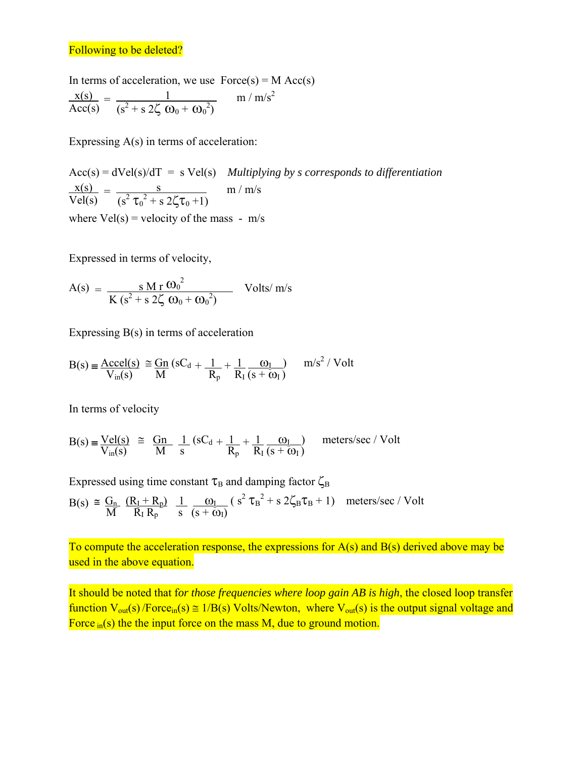Following to be deleted?

In terms of acceleration, we use Force(s) = M Acc(s)

$$\frac{x(s)}{Acc(s)} = \frac{1}{(s^2 + s\,2\zeta\,\omega_0 + \omega_0^2)} \qquad m / m/s^2$$

Expressing A(s) in terms of acceleration:

Acc(s) = dVel(s)/dT = s Vel(s) *Multiplying by s corresponds to differentiation*

$$\frac{x(s)}{Vel(s)} = \frac{s}{(s^2\,\tau_0^2 + s\,2\zeta\tau_0 + 1)} \qquad m / m/s$$

where Vel(s) = velocity of the mass - m/s

Expressed in terms of velocity,

$$A(s) = \frac{s\,M\,r\,\omega_0^2}{K\,(s^2 + s\,2\zeta\,\omega_0 + \omega_0^2)} \qquad Volts/ m/s$$

Expressing B(s) in terms of acceleration

$$B(s) \equiv \frac{Accel(s)}{V_{in}(s)} \cong \frac{Gn}{M}\left(sC_d + \frac{1}{R_p} + \frac{1}{R_I}\frac{\omega_I}{(s + \omega_I)}\right) \qquad m/s^2 / Volt$$

In terms of velocity

$$B(s) \equiv \frac{Vel(s)}{V_{in}(s)} \cong \frac{Gn}{M}\,\frac{1}{s}\left(sC_d + \frac{1}{R_p} + \frac{1}{R_I}\frac{\omega_I}{(s + \omega_I)}\right) \qquad meters/sec / Volt$$

Expressed using time constant $\tau_B$ and damping factor $\zeta_B$

$$B(s) \cong \frac{G_n}{M}\,\frac{(R_I + R_p)}{R_I\,R_p}\,\frac{1}{s}\,\frac{\omega_I}{(s + \omega_I)}\,(s^2\,\tau_B^2 + s\,2\zeta_B\tau_B + 1) \qquad meters/sec / Volt$$

To compute the acceleration response, the expressions for A(s) and B(s) derived above may be used in the above equation.

It should be noted that f*or those frequencies where loop gain AB is high*, the closed loop transfer function $V_{out}(s)$ /$Force_{in}(s) \cong 1/B(s)$ Volts/Newton, where $V_{out}(s)$ is the output signal voltage and $Force_{in}(s)$ the the input force on the mass M, due to ground motion.